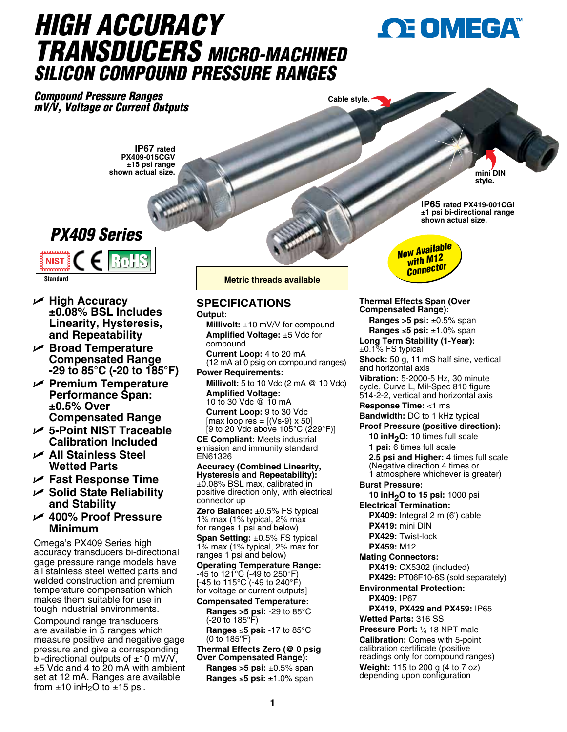# HIGH ACCURACY TRANSDUCERS MICRO-MACHINED SILICON COMPOUND PRESSURE RANGES

OMEGA™

## Compound Pressure Ranges mV/V, Voltage or Current Outputs

Cable style.

**IP67** rated PX409-015CGV ±15 psi range shown actual size.

mini DIN style.

**IP65** rated PX419-001CGI ±1 psi bi-directional range shown actual size.

Now Available with M12 Connector

## PX409 Series

NIST Standard CE RoHS

Metric threads available

- **High Accuracy ±0.08% BSL Includes Linearity, Hysteresis, and Repeatability**
- **Broad Temperature Compensated Range -29 to 85°C (-20 to 185°F)**
- **Premium Temperature Performance Span: ±0.5% Over Compensated Range**
- **5-Point NIST Traceable Calibration Included**
- **All Stainless Steel Wetted Parts**
- **Fast Response Time**
- **Solid State Reliability and Stability**
- **400% Proof Pressure Minimum**

Omega's PX409 Series high accuracy transducers bi-directional gage pressure range models have all stainless steel wetted parts and welded construction and premium temperature compensation which makes them suitable for use in tough industrial environments.

Compound range transducers are available in 5 ranges which measure positive and negative gage pressure and give a corresponding bi-directional outputs of ±10 mV/V, ±5 Vdc and 4 to 20 mA with ambient set at 12 mA. Ranges are available from ±10 in$H_2O$ to ±15 psi.

## SPECIFICATIONS

**Output:**

**Millivolt:** ±10 mV/V for compound
**Amplified Voltage:** ±5 Vdc for compound
**Current Loop:** 4 to 20 mA
(12 mA at 0 psig on compound ranges)

**Power Requirements:**

**Millivolt:** 5 to 10 Vdc (2 mA @ 10 Vdc)
**Amplified Voltage:**
10 to 30 Vdc @ 10 mA
**Current Loop:** 9 to 30 Vdc
[max loop res = [(Vs-9) x 50]
[9 to 20 Vdc above 105°C (229°F)]

**CE Compliant:** Meets industrial emission and immunity standard EN61326

**Accuracy (Combined Linearity, Hysteresis and Repeatability):** ±0.08% BSL max, calibrated in positive direction only, with electrical connector up

**Zero Balance:** ±0.5% FS typical 1% max (1% typical, 2% max for ranges 1 psi and below)

**Span Setting:** ±0.5% FS typical 1% max (1% typical, 2% max for ranges 1 psi and below)

**Operating Temperature Range:** -45 to 121°C (-49 to 250°F) [-45 to 115°C (-49 to 240°F) for voltage or current outputs]

**Compensated Temperature:**

**Ranges >5 psi:** -29 to 85°C (-20 to 185°F)
**Ranges ≤5 psi:** -17 to 85°C (0 to 185°F)

**Thermal Effects Zero (@ 0 psig Over Compensated Range):**

**Ranges >5 psi:** ±0.5% span
**Ranges ≤5 psi:** ±1.0% span

**Thermal Effects Span (Over Compensated Range):**

**Ranges >5 psi:** ±0.5% span
**Ranges ≤5 psi:** ±1.0% span

**Long Term Stability (1-Year):** ±0.1% FS typical

**Shock:** 50 g, 11 mS half sine, vertical and horizontal axis

**Vibration:** 5-2000-5 Hz, 30 minute cycle, Curve L, Mil-Spec 810 figure 514-2-2, vertical and horizontal axis

**Response Time:** <1 ms

**Bandwidth:** DC to 1 kHz typical

**Proof Pressure (positive direction):**

**10 in$H_2O$:** 10 times full scale
**1 psi:** 6 times full scale
**2.5 psi and Higher:** 4 times full scale
(Negative direction 4 times or 1 atmosphere whichever is greater)

**Burst Pressure:**

**10 in$H_2O$ to 15 psi:** 1000 psi

**Electrical Termination:**

**PX409:** Integral 2 m (6') cable
**PX419:** mini DIN
**PX429:** Twist-lock
**PX459:** M12

**Mating Connectors:**

**PX419:** CX5302 (included)
**PX429:** PT06F10-6S (sold separately)

**Environmental Protection:**

**PX409:** IP67
**PX419, PX429 and PX459:** IP65

**Wetted Parts:** 316 SS

**Pressure Port:** ¼-18 NPT male

**Calibration:** Comes with 5-point calibration certificate (positive readings only for compound ranges)

**Weight:** 115 to 200 g (4 to 7 oz) depending upon configuration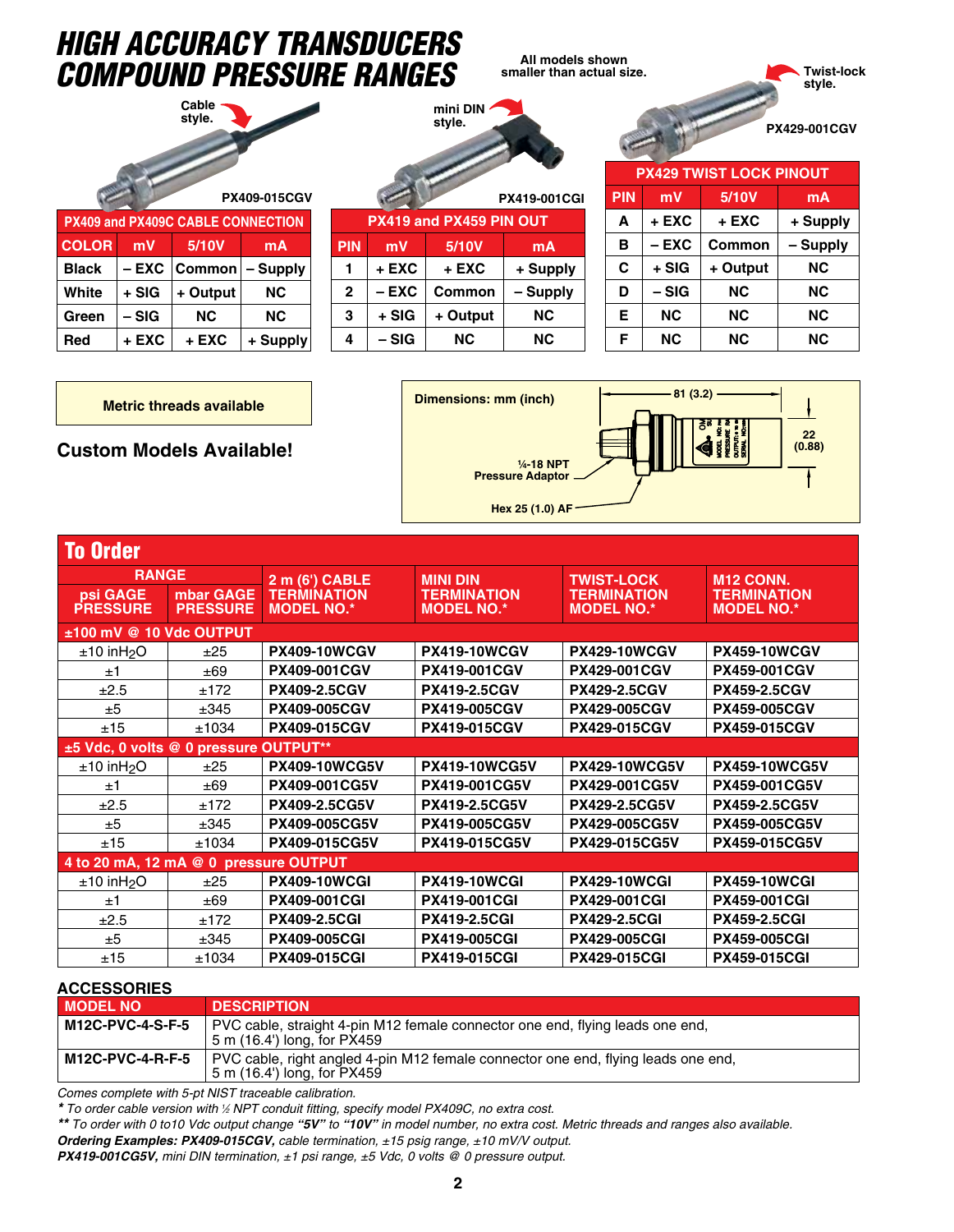# HIGH ACCURACY TRANSDUCERS COMPOUND PRESSURE RANGES

All models shown smaller than actual size.

Cable style.

PX409-015CGV

mini DIN style.

PX419-001CGI

Twist-lock style.

PX429-001CGV

| PX409 and PX409C CABLE CONNECTION | | | |
|---|---|---|---|
| COLOR | mV | 5/10V | mA |
| Black | – EXC | Common | – Supply |
| White | + SIG | + Output | NC |
| Green | – SIG | NC | NC |
| Red | + EXC | + EXC | + Supply |

| PX419 and PX459 PIN OUT | | | |
|---|---|---|---|
| PIN | mV | 5/10V | mA |
| 1 | + EXC | + EXC | + Supply |
| 2 | – EXC | Common | – Supply |
| 3 | + SIG | + Output | NC |
| 4 | – SIG | NC | NC |

| PX429 TWIST LOCK PINOUT | | | |
|---|---|---|---|
| PIN | mV | 5/10V | mA |
| A | + EXC | + EXC | + Supply |
| B | – EXC | Common | – Supply |
| C | + SIG | + Output | NC |
| D | – SIG | NC | NC |
| E | NC | NC | NC |
| F | NC | NC | NC |

**Metric threads available**

## Custom Models Available!

Dimensions: mm (inch)

81 (3.2)

22 (0.88)

¼-18 NPT Pressure Adaptor

Hex 25 (1.0) AF

## To Order

| RANGE | | 2 m (6') CABLE TERMINATION MODEL NO.* | MINI DIN TERMINATION MODEL NO.* | TWIST-LOCK TERMINATION MODEL NO.* | M12 CONN. TERMINATION MODEL NO.* |
|---|---|---|---|---|---|
| psi GAGE PRESSURE | mbar GAGE PRESSURE | | | | |
| **±100 mV @ 10 Vdc OUTPUT** | | | | | |
| ±10 inH$_2$O | ±25 | PX409-10WCGV | PX419-10WCGV | PX429-10WCGV | PX459-10WCGV |
| ±1 | ±69 | PX409-001CGV | PX419-001CGV | PX429-001CGV | PX459-001CGV |
| ±2.5 | ±172 | PX409-2.5CGV | PX419-2.5CGV | PX429-2.5CGV | PX459-2.5CGV |
| ±5 | ±345 | PX409-005CGV | PX419-005CGV | PX429-005CGV | PX459-005CGV |
| ±15 | ±1034 | PX409-015CGV | PX419-015CGV | PX429-015CGV | PX459-015CGV |
| **±5 Vdc, 0 volts @ 0 pressure OUTPUT\*\*** | | | | | |
| ±10 inH$_2$O | ±25 | PX409-10WCG5V | PX419-10WCG5V | PX429-10WCG5V | PX459-10WCG5V |
| ±1 | ±69 | PX409-001CG5V | PX419-001CG5V | PX429-001CG5V | PX459-001CG5V |
| ±2.5 | ±172 | PX409-2.5CG5V | PX419-2.5CG5V | PX429-2.5CG5V | PX459-2.5CG5V |
| ±5 | ±345 | PX409-005CG5V | PX419-005CG5V | PX429-005CG5V | PX459-005CG5V |
| ±15 | ±1034 | PX409-015CG5V | PX419-015CG5V | PX429-015CG5V | PX459-015CG5V |
| **4 to 20 mA, 12 mA @ 0 pressure OUTPUT** | | | | | |
| ±10 inH$_2$O | ±25 | PX409-10WCGI | PX419-10WCGI | PX429-10WCGI | PX459-10WCGI |
| ±1 | ±69 | PX409-001CGI | PX419-001CGI | PX429-001CGI | PX459-001CGI |
| ±2.5 | ±172 | PX409-2.5CGI | PX419-2.5CGI | PX429-2.5CGI | PX459-2.5CGI |
| ±5 | ±345 | PX409-005CGI | PX419-005CGI | PX429-005CGI | PX459-005CGI |
| ±15 | ±1034 | PX409-015CGI | PX419-015CGI | PX429-015CGI | PX459-015CGI |

### ACCESSORIES

| MODEL NO | DESCRIPTION |
|---|---|
| M12C-PVC-4-S-F-5 | PVC cable, straight 4-pin M12 female connector one end, flying leads one end, 5 m (16.4') long, for PX459 |
| M12C-PVC-4-R-F-5 | PVC cable, right angled 4-pin M12 female connector one end, flying leads one end, 5 m (16.4') long, for PX459 |

*Comes complete with 5-pt NIST traceable calibration.*

*\* To order cable version with ½ NPT conduit fitting, specify model PX409C, no extra cost.*

*\*\* To order with 0 to10 Vdc output change **"5V"** to **"10V"** in model number, no extra cost. Metric threads and ranges also available.*

***Ordering Examples: PX409-015CGV,*** *cable termination, ±15 psig range, ±10 mV/V output.*

***PX419-001CG5V,*** *mini DIN termination, ±1 psi range, ±5 Vdc, 0 volts @ 0 pressure output.*